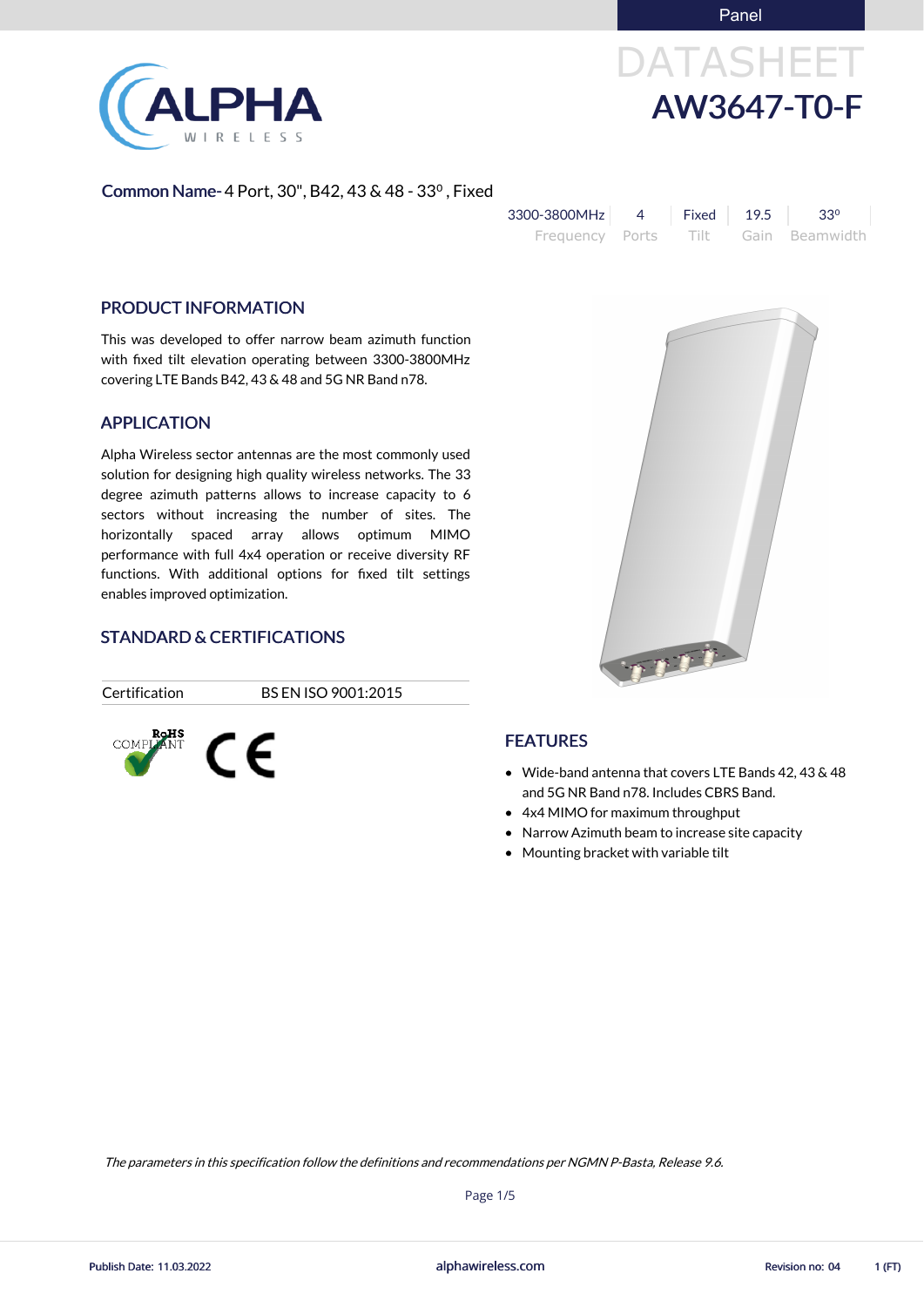Panel

# DATASHEET

# AW3647-T0-F

**Common Name-** 4 Port, 30", B42, 43 & 48 - 33⁰ , Fixed

| 3300-3800MHz | 4 | Fixed | 19.5 | 33⁰ |
|---|---|---|---|---|
| Frequency | Ports | Tilt | Gain | Beamwidth |

## PRODUCT INFORMATION

This was developed to offer narrow beam azimuth function with fixed tilt elevation operating between 3300-3800MHz covering LTE Bands B42, 43 & 48 and 5G NR Band n78.

## APPLICATION

Alpha Wireless sector antennas are the most commonly used solution for designing high quality wireless networks. The 33 degree azimuth patterns allows to increase capacity to 6 sectors without increasing the number of sites. The horizontally spaced array allows optimum MIMO performance with full 4x4 operation or receive diversity RF functions. With additional options for fixed tilt settings enables improved optimization.

## STANDARD & CERTIFICATIONS

| Certification | BS EN ISO 9001:2015 |
|---|---|

RoHS COMPLIANT

CE

## FEATURES

- Wide-band antenna that covers LTE Bands 42, 43 & 48 and 5G NR Band n78. Includes CBRS Band.
- 4x4 MIMO for maximum throughput
- Narrow Azimuth beam to increase site capacity
- Mounting bracket with variable tilt

*The parameters in this specification follow the definitions and recommendations per NGMN P-Basta, Release 9.6.*

Publish Date: 11.03.2022 | alphawireless.com | Revision no: 04 | 1 (FT)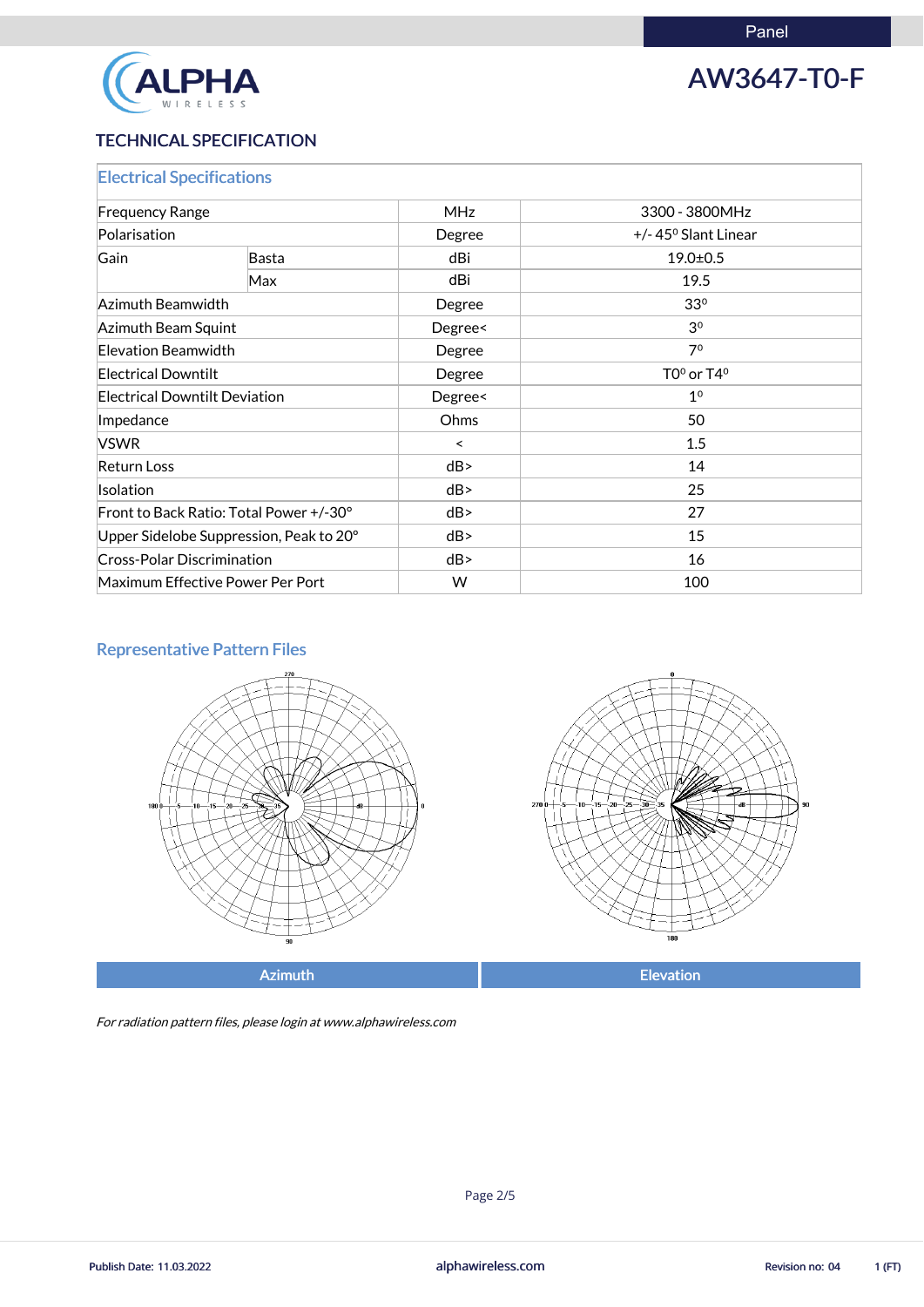Panel

# AW3647-T0-F

## TECHNICAL SPECIFICATION

### Electrical Specifications

| | | | |
|---|---|---|---|
| Frequency Range | | MHz | 3300 - 3800MHz |
| Polarisation | | Degree | +/- 45⁰ Slant Linear |
| Gain | Basta | dBi | 19.0±0.5 |
| | Max | dBi | 19.5 |
| Azimuth Beamwidth | | Degree | 33⁰ |
| Azimuth Beam Squint | | Degree< | 3⁰ |
| Elevation Beamwidth | | Degree | 7⁰ |
| Electrical Downtilt | | Degree | T0⁰ or T4⁰ |
| Electrical Downtilt Deviation | | Degree< | 1⁰ |
| Impedance | | Ohms | 50 |
| VSWR | | < | 1.5 |
| Return Loss | | dB> | 14 |
| Isolation | | dB> | 25 |
| Front to Back Ratio: Total Power +/-30° | | dB> | 27 |
| Upper Sidelobe Suppression, Peak to 20° | | dB> | 15 |
| Cross-Polar Discrimination | | dB> | 16 |
| Maximum Effective Power Per Port | | W | 100 |

### Representative Pattern Files

| Azimuth | Elevation |
|---|---|

*For radiation pattern files, please login at www.alphawireless.com*

Publish Date: 11.03.2022 alphawireless.com Revision no: 04 1 (FT)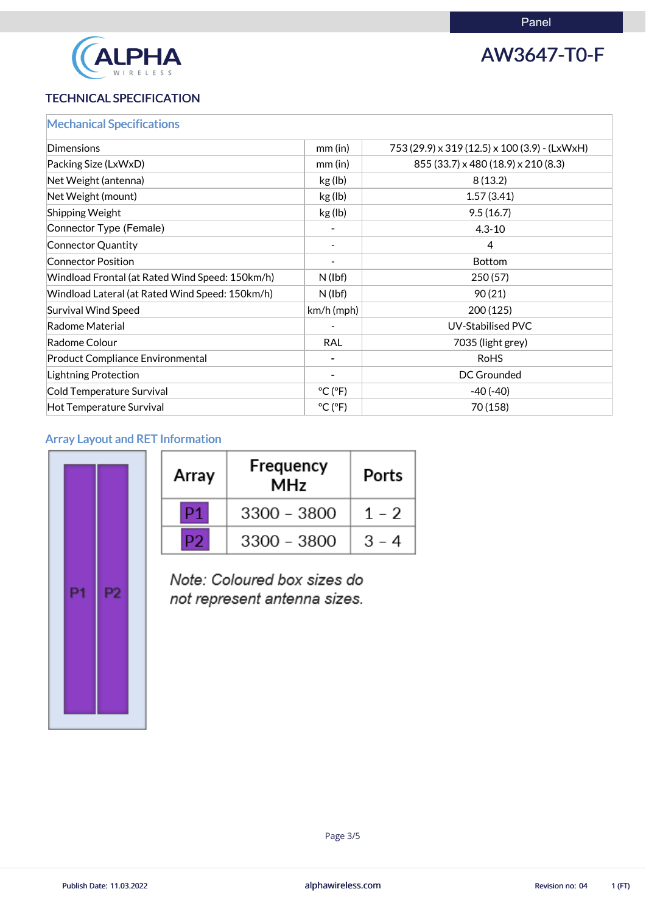Panel

# AW3647-T0-F

## TECHNICAL SPECIFICATION

### Mechanical Specifications

| | | |
|---|---|---|
| Dimensions | mm (in) | 753 (29.9) x 319 (12.5) x 100 (3.9) - (LxWxH) |
| Packing Size (LxWxD) | mm (in) | 855 (33.7) x 480 (18.9) x 210 (8.3) |
| Net Weight (antenna) | kg (lb) | 8 (13.2) |
| Net Weight (mount) | kg (lb) | 1.57 (3.41) |
| Shipping Weight | kg (lb) | 9.5 (16.7) |
| Connector Type (Female) | - | 4.3-10 |
| Connector Quantity | - | 4 |
| Connector Position | - | Bottom |
| Windload Frontal (at Rated Wind Speed: 150km/h) | N (lbf) | 250 (57) |
| Windload Lateral (at Rated Wind Speed: 150km/h) | N (lbf) | 90 (21) |
| Survival Wind Speed | km/h (mph) | 200 (125) |
| Radome Material | - | UV-Stabilised PVC |
| Radome Colour | RAL | 7035 (light grey) |
| Product Compliance Environmental | - | RoHS |
| Lightning Protection | - | DC Grounded |
| Cold Temperature Survival | °C (°F) | -40 (-40) |
| Hot Temperature Survival | °C (°F) | 70 (158) |

### Array Layout and RET Information

P1 P2

| Array | Frequency MHz | Ports |
|---|---|---|
| P1 | 3300 – 3800 | 1 – 2 |
| P2 | 3300 – 3800 | 3 – 4 |

*Note: Coloured box sizes do not represent antenna sizes.*

Publish Date: 11.03.2022 alphawireless.com Revision no: 04 1 (FT)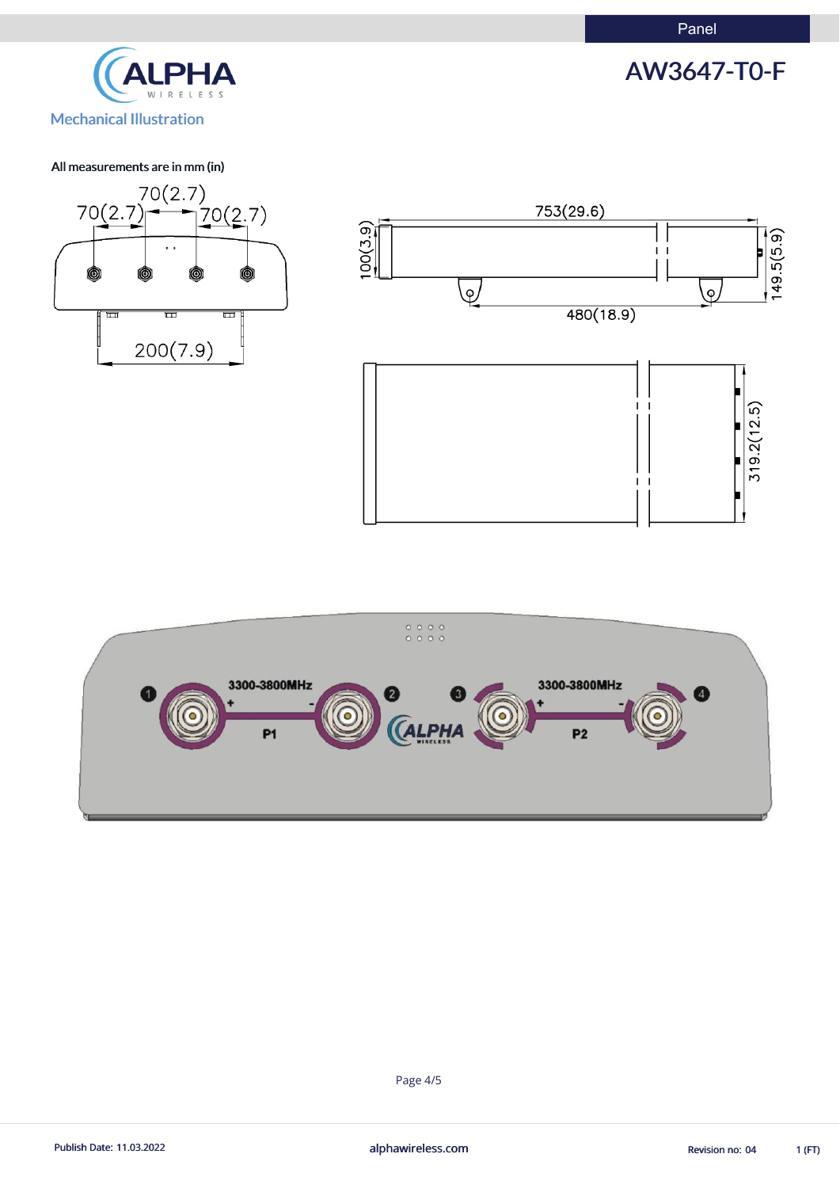Panel

# AW3647-T0-F

## Mechanical Illustration

All measurements are in mm (in)

70(2.7)
70(2.7)
70(2.7)
200(7.9)
753(29.6)
100(3.9)
149.5(5.9)
480(18.9)
319.2(12.5)

1 3300-3800MHz + - P1 2
3 3300-3800MHz + - P2 4

Publish Date: 11.03.2022 | alphawireless.com | Revision no: 04 | 1 (FT)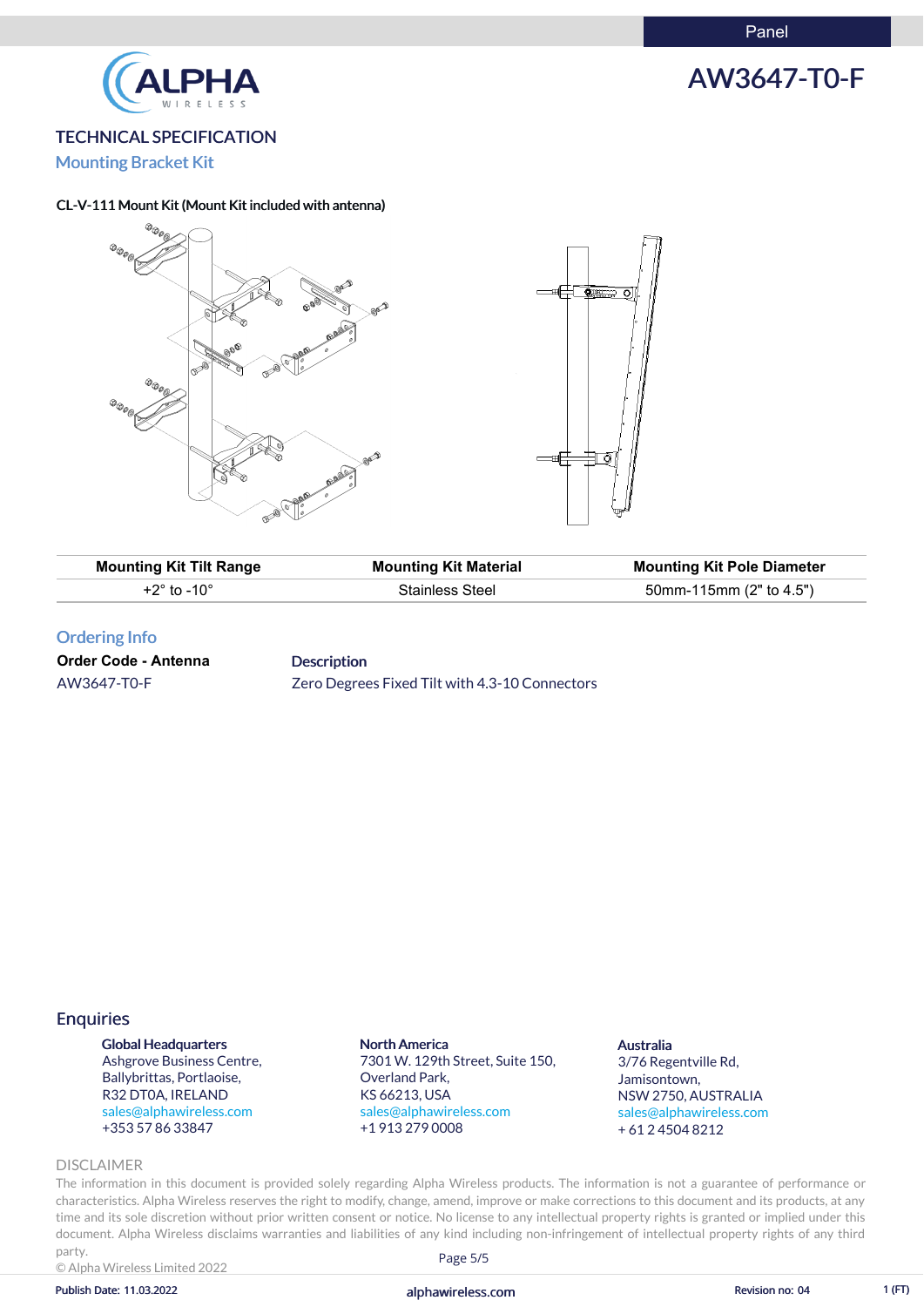Panel

# AW3647-T0-F

## TECHNICAL SPECIFICATION

### Mounting Bracket Kit

**CL-V-111 Mount Kit (Mount Kit included with antenna)**

| Mounting Kit Tilt Range | Mounting Kit Material | Mounting Kit Pole Diameter |
|---|---|---|
| +2° to -10° | Stainless Steel | 50mm-115mm (2" to 4.5") |

### Ordering Info

| Order Code - Antenna | Description |
|---|---|
| AW3647-T0-F | Zero Degrees Fixed Tilt with 4.3-10 Connectors |

## Enquiries

**Global Headquarters**
Ashgrove Business Centre,
Ballybrittas, Portlaoise,
R32 DT0A, IRELAND
sales@alphawireless.com
+353 57 86 33847

**North America**
7301 W. 129th Street, Suite 150,
Overland Park,
KS 66213, USA
sales@alphawireless.com
+1 913 279 0008

**Australia**
3/76 Regentville Rd,
Jamisontown,
NSW 2750, AUSTRALIA
sales@alphawireless.com
+ 61 2 4504 8212

DISCLAIMER

The information in this document is provided solely regarding Alpha Wireless products. The information is not a guarantee of performance or characteristics. Alpha Wireless reserves the right to modify, change, amend, improve or make corrections to this document and its products, at any time and its sole discretion without prior written consent or notice. No license to any intellectual property rights is granted or implied under this document. Alpha Wireless disclaims warranties and liabilities of any kind including non-infringement of intellectual property rights of any third party.

© Alpha Wireless Limited 2022

Publish Date: 11.03.2022 alphawireless.com Revision no: 04 1 (FT)